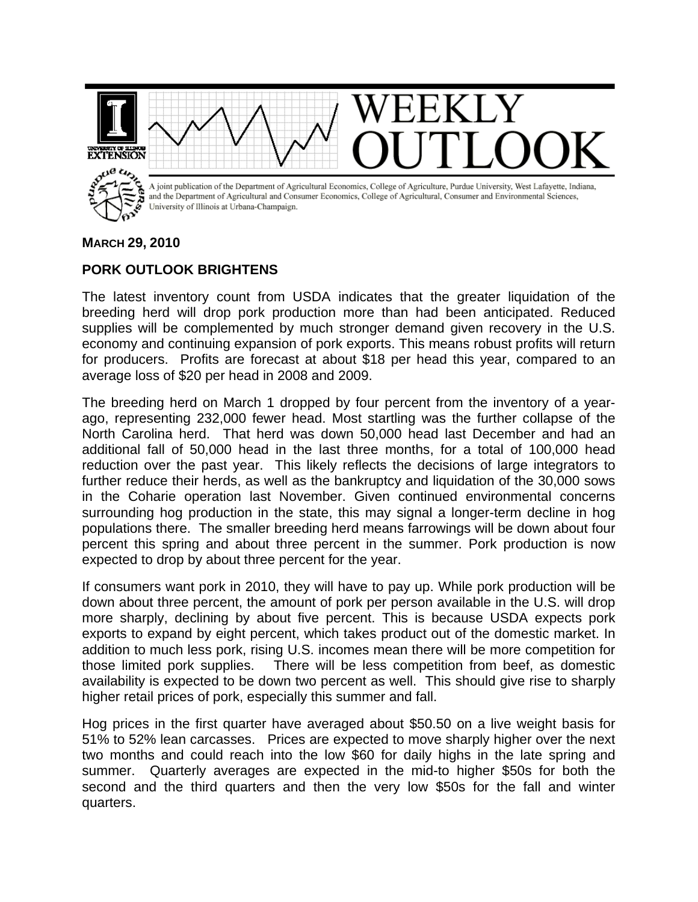# WEEKLY OUTLOOK

A joint publication of the Department of Agricultural Economics, College of Agriculture, Purdue University, West Lafayette, Indiana, and the Department of Agricultural and Consumer Economics, College of Agricultural, Consumer and Environmental Sciences, University of Illinois at Urbana-Champaign.

**MARCH 29, 2010**

## PORK OUTLOOK BRIGHTENS

The latest inventory count from USDA indicates that the greater liquidation of the breeding herd will drop pork production more than had been anticipated. Reduced supplies will be complemented by much stronger demand given recovery in the U.S. economy and continuing expansion of pork exports. This means robust profits will return for producers. Profits are forecast at about $18 per head this year, compared to an average loss of $20 per head in 2008 and 2009.

The breeding herd on March 1 dropped by four percent from the inventory of a year-ago, representing 232,000 fewer head. Most startling was the further collapse of the North Carolina herd. That herd was down 50,000 head last December and had an additional fall of 50,000 head in the last three months, for a total of 100,000 head reduction over the past year. This likely reflects the decisions of large integrators to further reduce their herds, as well as the bankruptcy and liquidation of the 30,000 sows in the Coharie operation last November. Given continued environmental concerns surrounding hog production in the state, this may signal a longer-term decline in hog populations there. The smaller breeding herd means farrowings will be down about four percent this spring and about three percent in the summer. Pork production is now expected to drop by about three percent for the year.

If consumers want pork in 2010, they will have to pay up. While pork production will be down about three percent, the amount of pork per person available in the U.S. will drop more sharply, declining by about five percent. This is because USDA expects pork exports to expand by eight percent, which takes product out of the domestic market. In addition to much less pork, rising U.S. incomes mean there will be more competition for those limited pork supplies. There will be less competition from beef, as domestic availability is expected to be down two percent as well. This should give rise to sharply higher retail prices of pork, especially this summer and fall.

Hog prices in the first quarter have averaged about $50.50 on a live weight basis for 51% to 52% lean carcasses. Prices are expected to move sharply higher over the next two months and could reach into the low $60 for daily highs in the late spring and summer. Quarterly averages are expected in the mid-to higher $50s for both the second and the third quarters and then the very low $50s for the fall and winter quarters.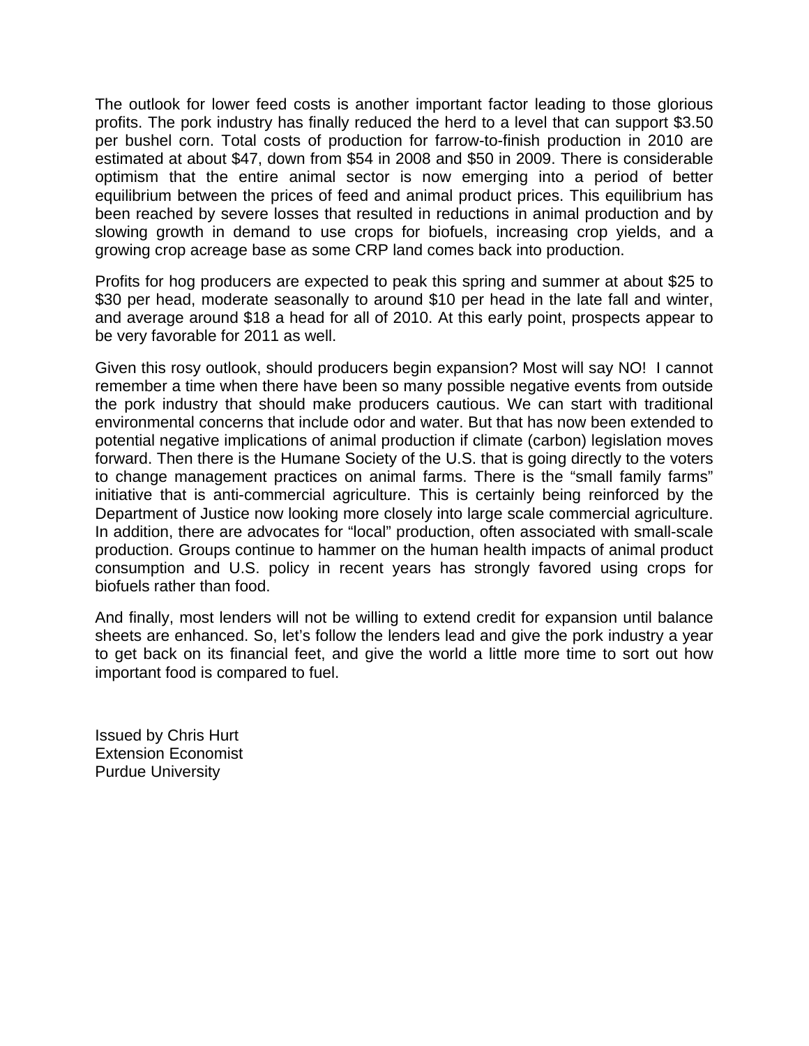The outlook for lower feed costs is another important factor leading to those glorious profits. The pork industry has finally reduced the herd to a level that can support $3.50 per bushel corn. Total costs of production for farrow-to-finish production in 2010 are estimated at about $47, down from $54 in 2008 and $50 in 2009. There is considerable optimism that the entire animal sector is now emerging into a period of better equilibrium between the prices of feed and animal product prices. This equilibrium has been reached by severe losses that resulted in reductions in animal production and by slowing growth in demand to use crops for biofuels, increasing crop yields, and a growing crop acreage base as some CRP land comes back into production.

Profits for hog producers are expected to peak this spring and summer at about $25 to $30 per head, moderate seasonally to around $10 per head in the late fall and winter, and average around $18 a head for all of 2010. At this early point, prospects appear to be very favorable for 2011 as well.

Given this rosy outlook, should producers begin expansion? Most will say NO! I cannot remember a time when there have been so many possible negative events from outside the pork industry that should make producers cautious. We can start with traditional environmental concerns that include odor and water. But that has now been extended to potential negative implications of animal production if climate (carbon) legislation moves forward. Then there is the Humane Society of the U.S. that is going directly to the voters to change management practices on animal farms. There is the "small family farms" initiative that is anti-commercial agriculture. This is certainly being reinforced by the Department of Justice now looking more closely into large scale commercial agriculture. In addition, there are advocates for "local" production, often associated with small-scale production. Groups continue to hammer on the human health impacts of animal product consumption and U.S. policy in recent years has strongly favored using crops for biofuels rather than food.

And finally, most lenders will not be willing to extend credit for expansion until balance sheets are enhanced. So, let's follow the lenders lead and give the pork industry a year to get back on its financial feet, and give the world a little more time to sort out how important food is compared to fuel.

Issued by Chris Hurt
Extension Economist
Purdue University